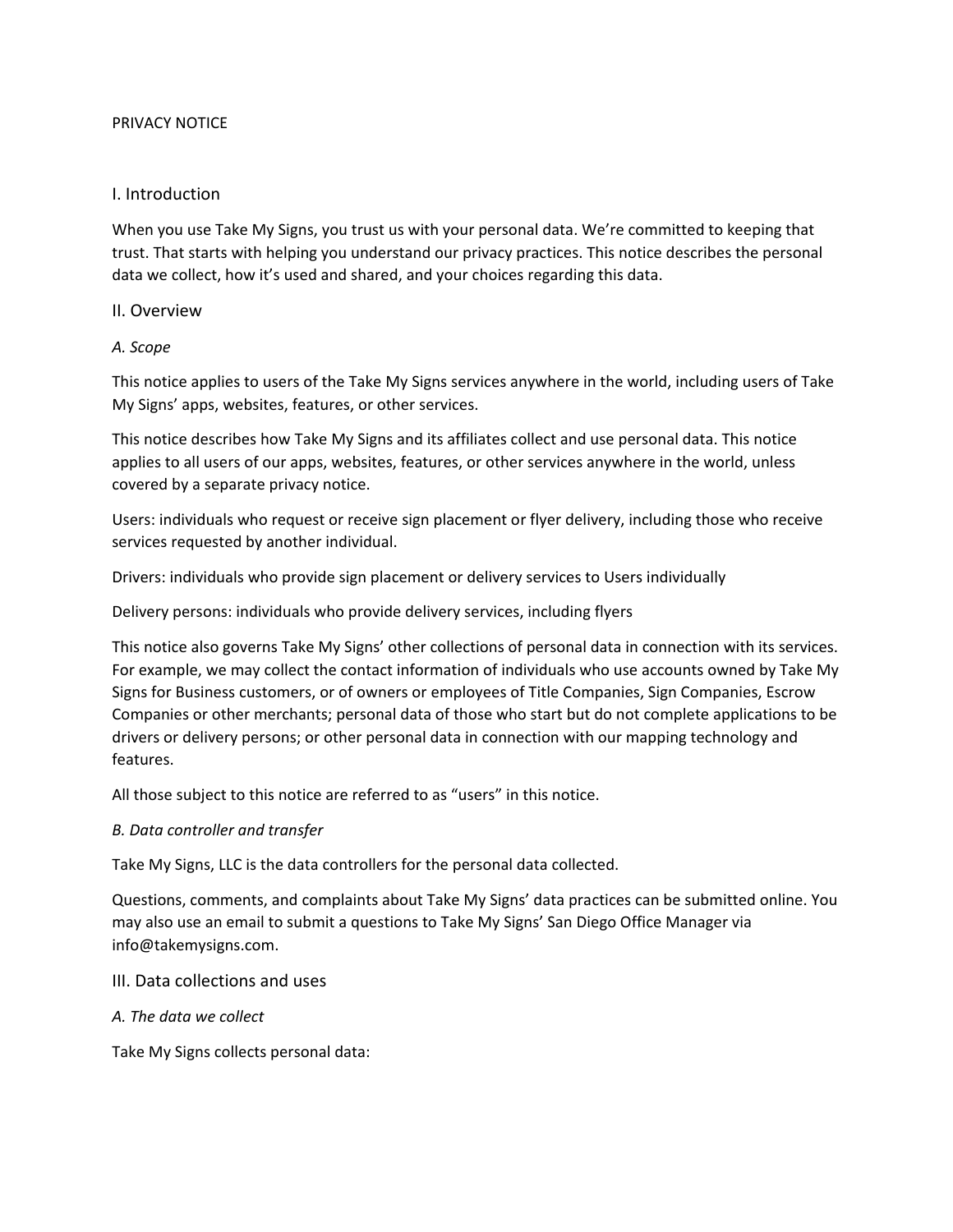PRIVACY NOTICE

## I. Introduction

When you use Take My Signs, you trust us with your personal data. We're committed to keeping that trust. That starts with helping you understand our privacy practices. This notice describes the personal data we collect, how it's used and shared, and your choices regarding this data.

## II. Overview

### *A. Scope*

This notice applies to users of the Take My Signs services anywhere in the world, including users of Take My Signs' apps, websites, features, or other services.

This notice describes how Take My Signs and its affiliates collect and use personal data. This notice applies to all users of our apps, websites, features, or other services anywhere in the world, unless covered by a separate privacy notice.

Users: individuals who request or receive sign placement or flyer delivery, including those who receive services requested by another individual.

Drivers: individuals who provide sign placement or delivery services to Users individually

Delivery persons: individuals who provide delivery services, including flyers

This notice also governs Take My Signs' other collections of personal data in connection with its services. For example, we may collect the contact information of individuals who use accounts owned by Take My Signs for Business customers, or of owners or employees of Title Companies, Sign Companies, Escrow Companies or other merchants; personal data of those who start but do not complete applications to be drivers or delivery persons; or other personal data in connection with our mapping technology and features.

All those subject to this notice are referred to as "users" in this notice.

### *B. Data controller and transfer*

Take My Signs, LLC is the data controllers for the personal data collected.

Questions, comments, and complaints about Take My Signs' data practices can be submitted online. You may also use an email to submit a questions to Take My Signs' San Diego Office Manager via info@takemysigns.com.

## III. Data collections and uses

### *A. The data we collect*

Take My Signs collects personal data: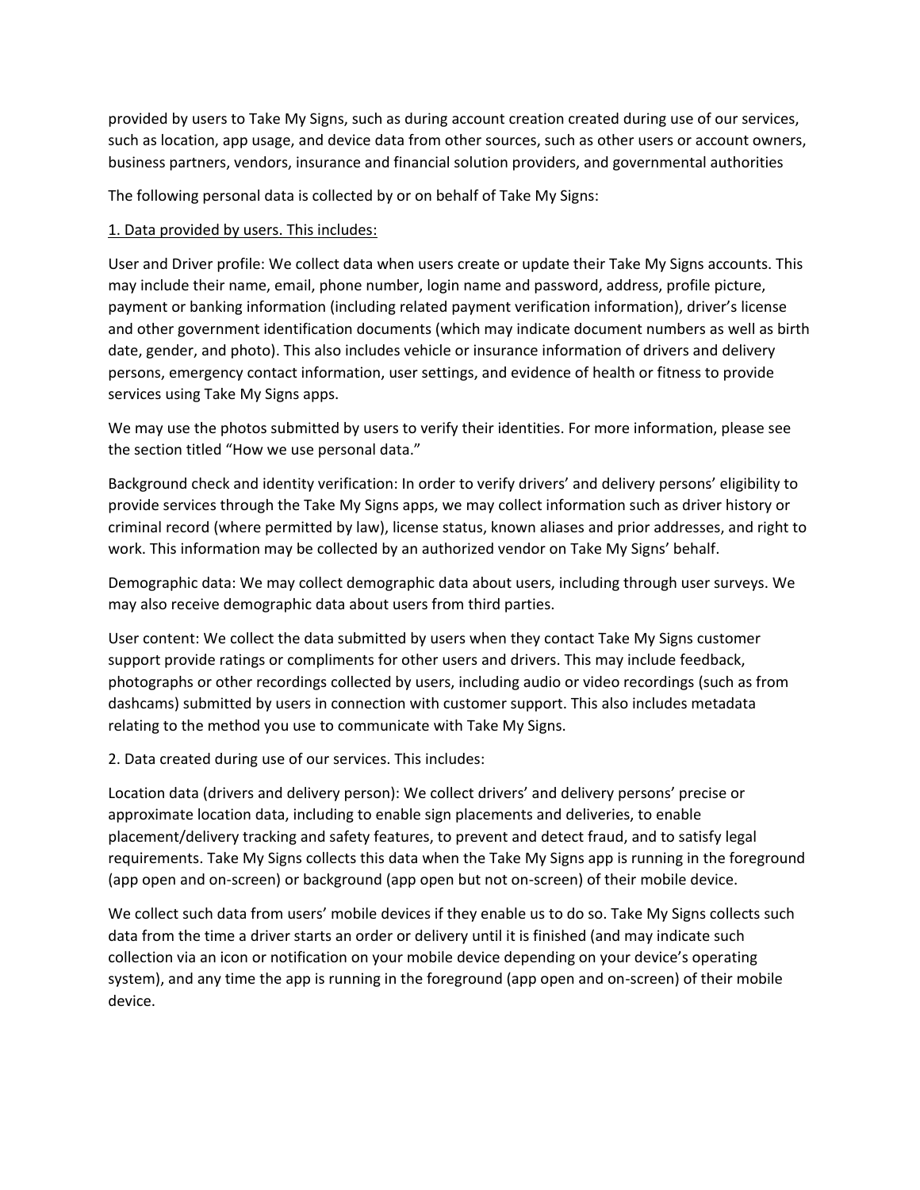provided by users to Take My Signs, such as during account creation created during use of our services, such as location, app usage, and device data from other sources, such as other users or account owners, business partners, vendors, insurance and financial solution providers, and governmental authorities

The following personal data is collected by or on behalf of Take My Signs:

<u>1. Data provided by users. This includes:</u>

User and Driver profile: We collect data when users create or update their Take My Signs accounts. This may include their name, email, phone number, login name and password, address, profile picture, payment or banking information (including related payment verification information), driver's license and other government identification documents (which may indicate document numbers as well as birth date, gender, and photo). This also includes vehicle or insurance information of drivers and delivery persons, emergency contact information, user settings, and evidence of health or fitness to provide services using Take My Signs apps.

We may use the photos submitted by users to verify their identities. For more information, please see the section titled "How we use personal data."

Background check and identity verification: In order to verify drivers' and delivery persons' eligibility to provide services through the Take My Signs apps, we may collect information such as driver history or criminal record (where permitted by law), license status, known aliases and prior addresses, and right to work. This information may be collected by an authorized vendor on Take My Signs' behalf.

Demographic data: We may collect demographic data about users, including through user surveys. We may also receive demographic data about users from third parties.

User content: We collect the data submitted by users when they contact Take My Signs customer support provide ratings or compliments for other users and drivers. This may include feedback, photographs or other recordings collected by users, including audio or video recordings (such as from dashcams) submitted by users in connection with customer support. This also includes metadata relating to the method you use to communicate with Take My Signs.

2. Data created during use of our services. This includes:

Location data (drivers and delivery person): We collect drivers' and delivery persons' precise or approximate location data, including to enable sign placements and deliveries, to enable placement/delivery tracking and safety features, to prevent and detect fraud, and to satisfy legal requirements. Take My Signs collects this data when the Take My Signs app is running in the foreground (app open and on-screen) or background (app open but not on-screen) of their mobile device.

We collect such data from users' mobile devices if they enable us to do so. Take My Signs collects such data from the time a driver starts an order or delivery until it is finished (and may indicate such collection via an icon or notification on your mobile device depending on your device's operating system), and any time the app is running in the foreground (app open and on-screen) of their mobile device.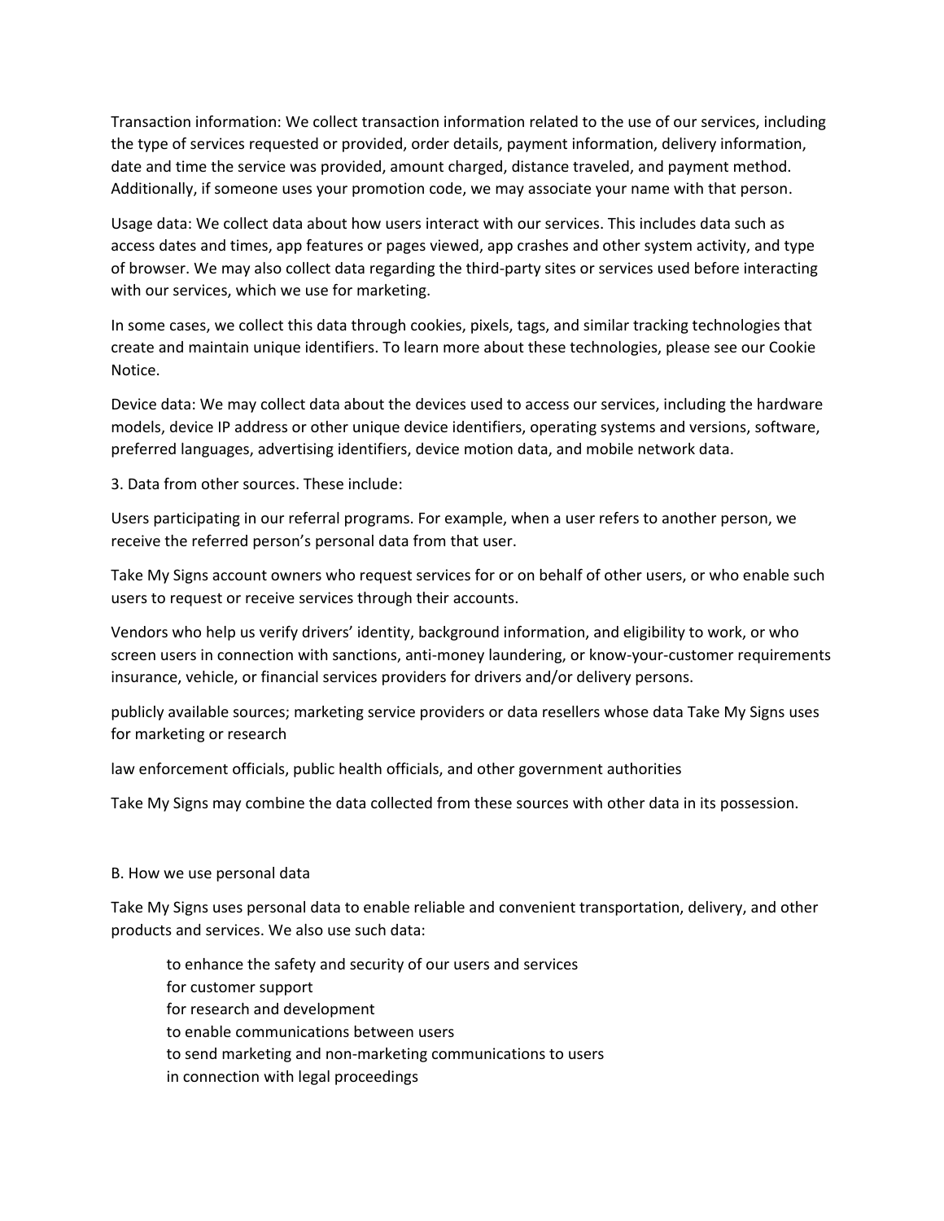Transaction information: We collect transaction information related to the use of our services, including the type of services requested or provided, order details, payment information, delivery information, date and time the service was provided, amount charged, distance traveled, and payment method. Additionally, if someone uses your promotion code, we may associate your name with that person.

Usage data: We collect data about how users interact with our services. This includes data such as access dates and times, app features or pages viewed, app crashes and other system activity, and type of browser. We may also collect data regarding the third-party sites or services used before interacting with our services, which we use for marketing.

In some cases, we collect this data through cookies, pixels, tags, and similar tracking technologies that create and maintain unique identifiers. To learn more about these technologies, please see our Cookie Notice.

Device data: We may collect data about the devices used to access our services, including the hardware models, device IP address or other unique device identifiers, operating systems and versions, software, preferred languages, advertising identifiers, device motion data, and mobile network data.

3. Data from other sources. These include:

Users participating in our referral programs. For example, when a user refers to another person, we receive the referred person's personal data from that user.

Take My Signs account owners who request services for or on behalf of other users, or who enable such users to request or receive services through their accounts.

Vendors who help us verify drivers' identity, background information, and eligibility to work, or who screen users in connection with sanctions, anti-money laundering, or know-your-customer requirements insurance, vehicle, or financial services providers for drivers and/or delivery persons.

publicly available sources; marketing service providers or data resellers whose data Take My Signs uses for marketing or research

law enforcement officials, public health officials, and other government authorities

Take My Signs may combine the data collected from these sources with other data in its possession.

B. How we use personal data

Take My Signs uses personal data to enable reliable and convenient transportation, delivery, and other products and services. We also use such data:

- to enhance the safety and security of our users and services
- for customer support
- for research and development
- to enable communications between users
- to send marketing and non-marketing communications to users
- in connection with legal proceedings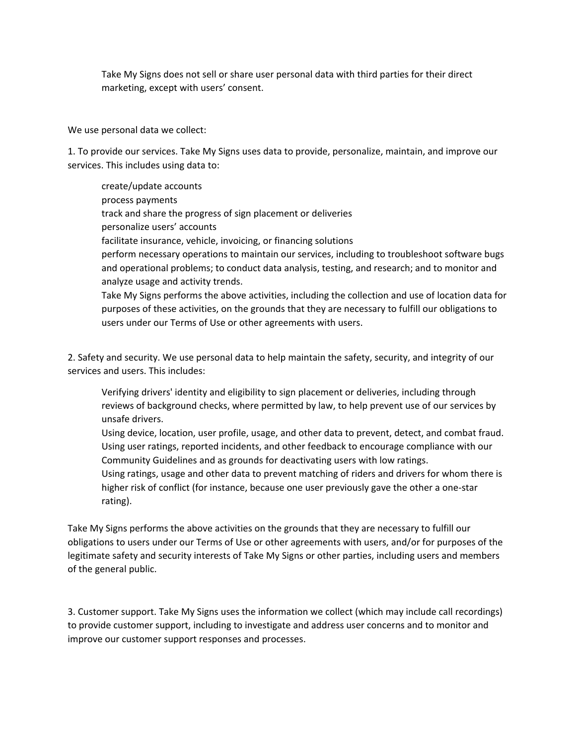Take My Signs does not sell or share user personal data with third parties for their direct marketing, except with users' consent.

We use personal data we collect:

1. To provide our services. Take My Signs uses data to provide, personalize, maintain, and improve our services. This includes using data to:

   - create/update accounts
   - process payments
   - track and share the progress of sign placement or deliveries
   - personalize users' accounts
   - facilitate insurance, vehicle, invoicing, or financing solutions
   - perform necessary operations to maintain our services, including to troubleshoot software bugs and operational problems; to conduct data analysis, testing, and research; and to monitor and analyze usage and activity trends.

   Take My Signs performs the above activities, including the collection and use of location data for purposes of these activities, on the grounds that they are necessary to fulfill our obligations to users under our Terms of Use or other agreements with users.

2. Safety and security. We use personal data to help maintain the safety, security, and integrity of our services and users. This includes:

   - Verifying drivers' identity and eligibility to sign placement or deliveries, including through reviews of background checks, where permitted by law, to help prevent use of our services by unsafe drivers.
   - Using device, location, user profile, usage, and other data to prevent, detect, and combat fraud.
   - Using user ratings, reported incidents, and other feedback to encourage compliance with our Community Guidelines and as grounds for deactivating users with low ratings.
   - Using ratings, usage and other data to prevent matching of riders and drivers for whom there is higher risk of conflict (for instance, because one user previously gave the other a one-star rating).

Take My Signs performs the above activities on the grounds that they are necessary to fulfill our obligations to users under our Terms of Use or other agreements with users, and/or for purposes of the legitimate safety and security interests of Take My Signs or other parties, including users and members of the general public.

3. Customer support. Take My Signs uses the information we collect (which may include call recordings) to provide customer support, including to investigate and address user concerns and to monitor and improve our customer support responses and processes.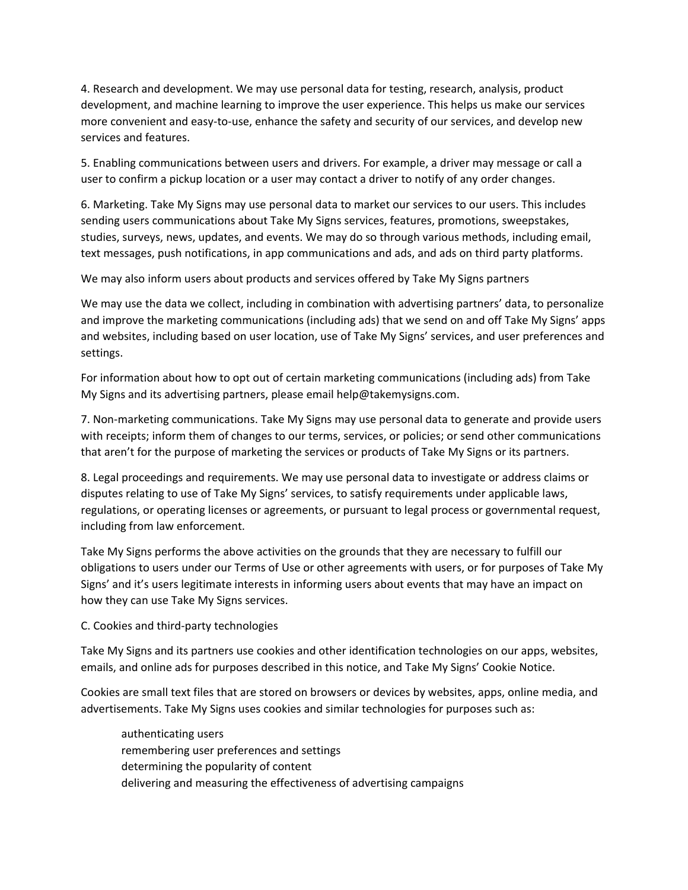4. Research and development. We may use personal data for testing, research, analysis, product development, and machine learning to improve the user experience. This helps us make our services more convenient and easy-to-use, enhance the safety and security of our services, and develop new services and features.

5. Enabling communications between users and drivers. For example, a driver may message or call a user to confirm a pickup location or a user may contact a driver to notify of any order changes.

6. Marketing. Take My Signs may use personal data to market our services to our users. This includes sending users communications about Take My Signs services, features, promotions, sweepstakes, studies, surveys, news, updates, and events. We may do so through various methods, including email, text messages, push notifications, in app communications and ads, and ads on third party platforms.

We may also inform users about products and services offered by Take My Signs partners

We may use the data we collect, including in combination with advertising partners' data, to personalize and improve the marketing communications (including ads) that we send on and off Take My Signs' apps and websites, including based on user location, use of Take My Signs' services, and user preferences and settings.

For information about how to opt out of certain marketing communications (including ads) from Take My Signs and its advertising partners, please email help@takemysigns.com.

7. Non-marketing communications. Take My Signs may use personal data to generate and provide users with receipts; inform them of changes to our terms, services, or policies; or send other communications that aren't for the purpose of marketing the services or products of Take My Signs or its partners.

8. Legal proceedings and requirements. We may use personal data to investigate or address claims or disputes relating to use of Take My Signs' services, to satisfy requirements under applicable laws, regulations, or operating licenses or agreements, or pursuant to legal process or governmental request, including from law enforcement.

Take My Signs performs the above activities on the grounds that they are necessary to fulfill our obligations to users under our Terms of Use or other agreements with users, or for purposes of Take My Signs' and it's users legitimate interests in informing users about events that may have an impact on how they can use Take My Signs services.

C. Cookies and third-party technologies

Take My Signs and its partners use cookies and other identification technologies on our apps, websites, emails, and online ads for purposes described in this notice, and Take My Signs' Cookie Notice.

Cookies are small text files that are stored on browsers or devices by websites, apps, online media, and advertisements. Take My Signs uses cookies and similar technologies for purposes such as:

- authenticating users
- remembering user preferences and settings
- determining the popularity of content
- delivering and measuring the effectiveness of advertising campaigns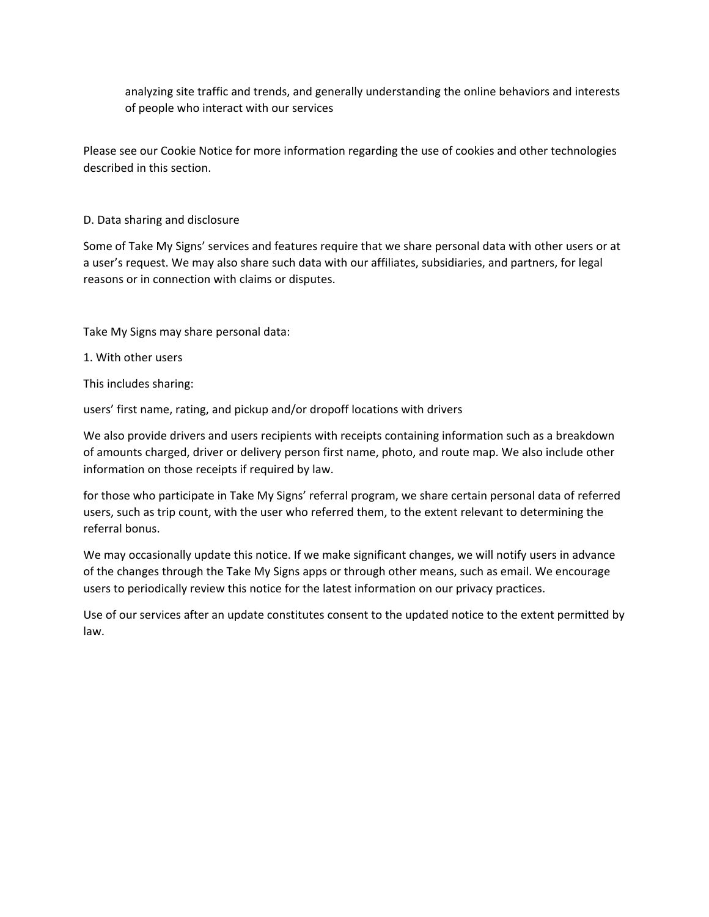analyzing site traffic and trends, and generally understanding the online behaviors and interests of people who interact with our services

Please see our Cookie Notice for more information regarding the use of cookies and other technologies described in this section.

D. Data sharing and disclosure

Some of Take My Signs' services and features require that we share personal data with other users or at a user's request. We may also share such data with our affiliates, subsidiaries, and partners, for legal reasons or in connection with claims or disputes.

Take My Signs may share personal data:

1. With other users

This includes sharing:

users' first name, rating, and pickup and/or dropoff locations with drivers

We also provide drivers and users recipients with receipts containing information such as a breakdown of amounts charged, driver or delivery person first name, photo, and route map. We also include other information on those receipts if required by law.

for those who participate in Take My Signs' referral program, we share certain personal data of referred users, such as trip count, with the user who referred them, to the extent relevant to determining the referral bonus.

We may occasionally update this notice. If we make significant changes, we will notify users in advance of the changes through the Take My Signs apps or through other means, such as email. We encourage users to periodically review this notice for the latest information on our privacy practices.

Use of our services after an update constitutes consent to the updated notice to the extent permitted by law.